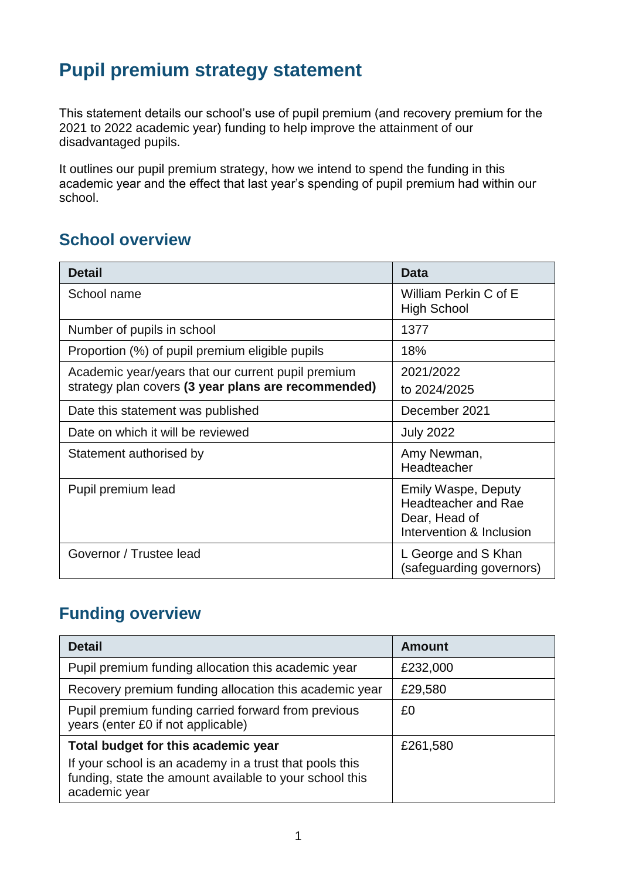# Pupil premium strategy statement

This statement details our school's use of pupil premium (and recovery premium for the 2021 to 2022 academic year) funding to help improve the attainment of our disadvantaged pupils.

It outlines our pupil premium strategy, how we intend to spend the funding in this academic year and the effect that last year's spending of pupil premium had within our school.

## School overview

| Detail | Data |
|---|---|
| School name | William Perkin C of E High School |
| Number of pupils in school | 1377 |
| Proportion (%) of pupil premium eligible pupils | 18% |
| Academic year/years that our current pupil premium strategy plan covers **(3 year plans are recommended)** | 2021/2022 to 2024/2025 |
| Date this statement was published | December 2021 |
| Date on which it will be reviewed | July 2022 |
| Statement authorised by | Amy Newman, Headteacher |
| Pupil premium lead | Emily Waspe, Deputy Headteacher and Rae Dear, Head of Intervention & Inclusion |
| Governor / Trustee lead | L George and S Khan (safeguarding governors) |

## Funding overview

| Detail | Amount |
|---|---|
| Pupil premium funding allocation this academic year | £232,000 |
| Recovery premium funding allocation this academic year | £29,580 |
| Pupil premium funding carried forward from previous years (enter £0 if not applicable) | £0 |
| **Total budget for this academic year**<br>If your school is an academy in a trust that pools this funding, state the amount available to your school this academic year | £261,580 |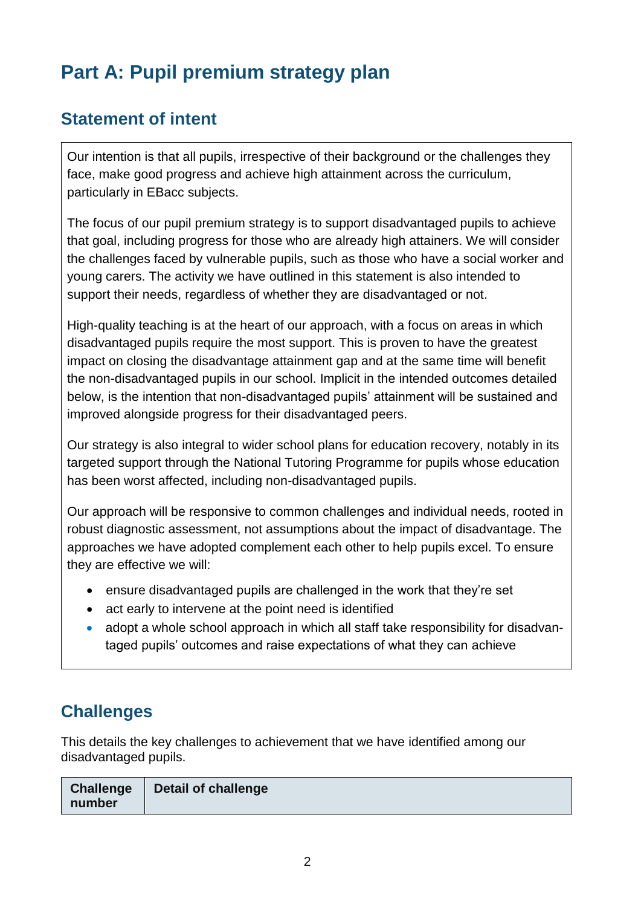# Part A: Pupil premium strategy plan

## Statement of intent

Our intention is that all pupils, irrespective of their background or the challenges they face, make good progress and achieve high attainment across the curriculum, particularly in EBacc subjects.

The focus of our pupil premium strategy is to support disadvantaged pupils to achieve that goal, including progress for those who are already high attainers. We will consider the challenges faced by vulnerable pupils, such as those who have a social worker and young carers. The activity we have outlined in this statement is also intended to support their needs, regardless of whether they are disadvantaged or not.

High-quality teaching is at the heart of our approach, with a focus on areas in which disadvantaged pupils require the most support. This is proven to have the greatest impact on closing the disadvantage attainment gap and at the same time will benefit the non-disadvantaged pupils in our school. Implicit in the intended outcomes detailed below, is the intention that non-disadvantaged pupils' attainment will be sustained and improved alongside progress for their disadvantaged peers.

Our strategy is also integral to wider school plans for education recovery, notably in its targeted support through the National Tutoring Programme for pupils whose education has been worst affected, including non-disadvantaged pupils.

Our approach will be responsive to common challenges and individual needs, rooted in robust diagnostic assessment, not assumptions about the impact of disadvantage. The approaches we have adopted complement each other to help pupils excel. To ensure they are effective we will:

- ensure disadvantaged pupils are challenged in the work that they're set
- act early to intervene at the point need is identified
- adopt a whole school approach in which all staff take responsibility for disadvantaged pupils' outcomes and raise expectations of what they can achieve

## Challenges

This details the key challenges to achievement that we have identified among our disadvantaged pupils.

| Challenge number | Detail of challenge |
|---|---|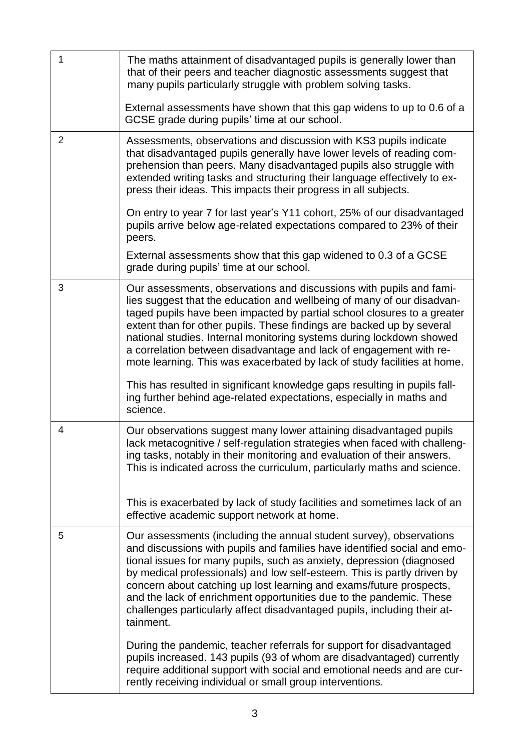| | |
|---|---|
| 1 | The maths attainment of disadvantaged pupils is generally lower than that of their peers and teacher diagnostic assessments suggest that many pupils particularly struggle with problem solving tasks.<br><br>External assessments have shown that this gap widens to up to 0.6 of a GCSE grade during pupils' time at our school. |
| 2 | Assessments, observations and discussion with KS3 pupils indicate that disadvantaged pupils generally have lower levels of reading comprehension than peers. Many disadvantaged pupils also struggle with extended writing tasks and structuring their language effectively to express their ideas. This impacts their progress in all subjects.<br><br>On entry to year 7 for last year's Y11 cohort, 25% of our disadvantaged pupils arrive below age-related expectations compared to 23% of their peers.<br><br>External assessments show that this gap widened to 0.3 of a GCSE grade during pupils' time at our school. |
| 3 | Our assessments, observations and discussions with pupils and families suggest that the education and wellbeing of many of our disadvantaged pupils have been impacted by partial school closures to a greater extent than for other pupils. These findings are backed up by several national studies. Internal monitoring systems during lockdown showed a correlation between disadvantage and lack of engagement with remote learning. This was exacerbated by lack of study facilities at home.<br><br>This has resulted in significant knowledge gaps resulting in pupils falling further behind age-related expectations, especially in maths and science. |
| 4 | Our observations suggest many lower attaining disadvantaged pupils lack metacognitive / self-regulation strategies when faced with challenging tasks, notably in their monitoring and evaluation of their answers. This is indicated across the curriculum, particularly maths and science.<br><br>This is exacerbated by lack of study facilities and sometimes lack of an effective academic support network at home. |
| 5 | Our assessments (including the annual student survey), observations and discussions with pupils and families have identified social and emotional issues for many pupils, such as anxiety, depression (diagnosed by medical professionals) and low self-esteem. This is partly driven by concern about catching up lost learning and exams/future prospects, and the lack of enrichment opportunities due to the pandemic. These challenges particularly affect disadvantaged pupils, including their attainment.<br><br>During the pandemic, teacher referrals for support for disadvantaged pupils increased. 143 pupils (93 of whom are disadvantaged) currently require additional support with social and emotional needs and are currently receiving individual or small group interventions. |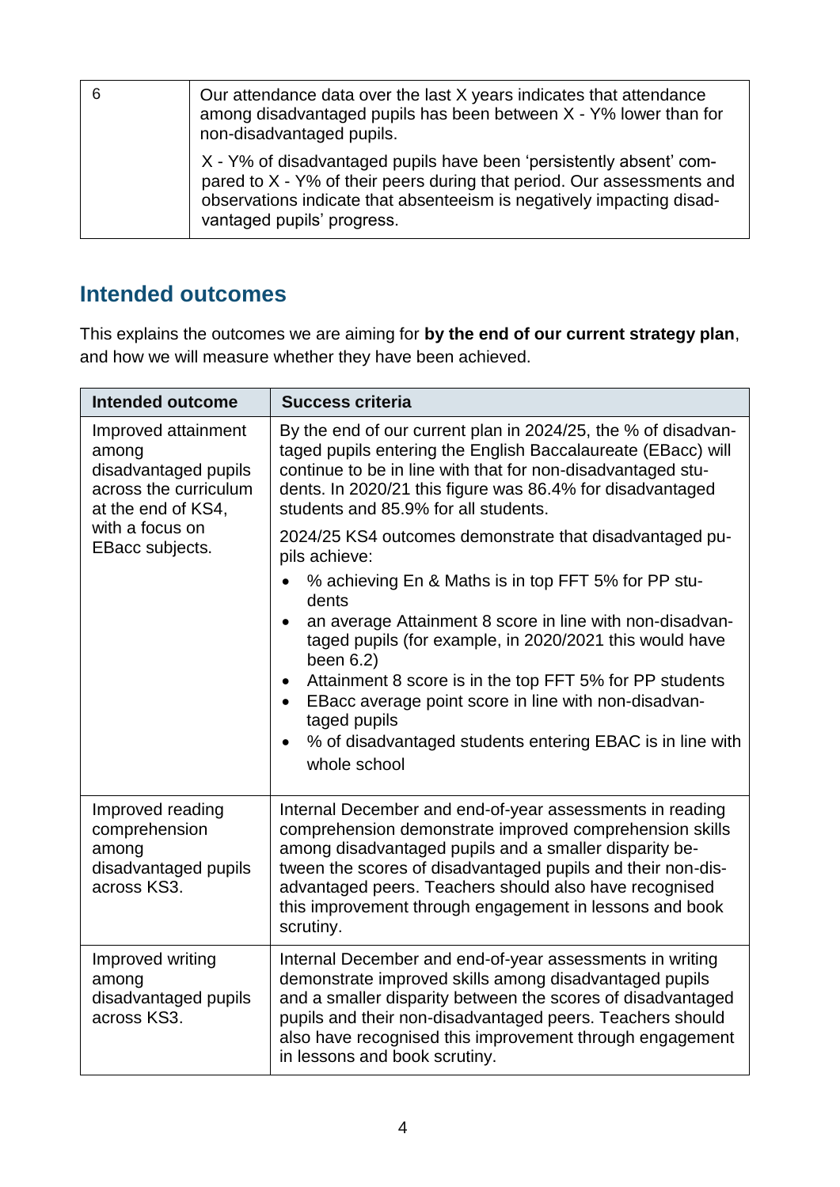| 6 | Our attendance data over the last X years indicates that attendance among disadvantaged pupils has been between X - Y% lower than for non-disadvantaged pupils.<br><br>X - Y% of disadvantaged pupils have been 'persistently absent' compared to X - Y% of their peers during that period. Our assessments and observations indicate that absenteeism is negatively impacting disadvantaged pupils' progress. |
|---|---|

## Intended outcomes

This explains the outcomes we are aiming for **by the end of our current strategy plan**, and how we will measure whether they have been achieved.

| Intended outcome | Success criteria |
|---|---|
| Improved attainment among disadvantaged pupils across the curriculum at the end of KS4, with a focus on EBacc subjects. | By the end of our current plan in 2024/25, the % of disadvantaged pupils entering the English Baccalaureate (EBacc) will continue to be in line with that for non-disadvantaged students. In 2020/21 this figure was 86.4% for disadvantaged students and 85.9% for all students.<br><br>2024/25 KS4 outcomes demonstrate that disadvantaged pupils achieve:<br><br>• % achieving En & Maths is in top FFT 5% for PP students<br>• an average Attainment 8 score in line with non-disadvantaged pupils (for example, in 2020/2021 this would have been 6.2)<br>• Attainment 8 score is in the top FFT 5% for PP students<br>• EBacc average point score in line with non-disadvantaged pupils<br>• % of disadvantaged students entering EBAC is in line with whole school |
| Improved reading comprehension among disadvantaged pupils across KS3. | Internal December and end-of-year assessments in reading comprehension demonstrate improved comprehension skills among disadvantaged pupils and a smaller disparity between the scores of disadvantaged pupils and their non-disadvantaged peers. Teachers should also have recognised this improvement through engagement in lessons and book scrutiny. |
| Improved writing among disadvantaged pupils across KS3. | Internal December and end-of-year assessments in writing demonstrate improved skills among disadvantaged pupils and a smaller disparity between the scores of disadvantaged pupils and their non-disadvantaged peers. Teachers should also have recognised this improvement through engagement in lessons and book scrutiny. |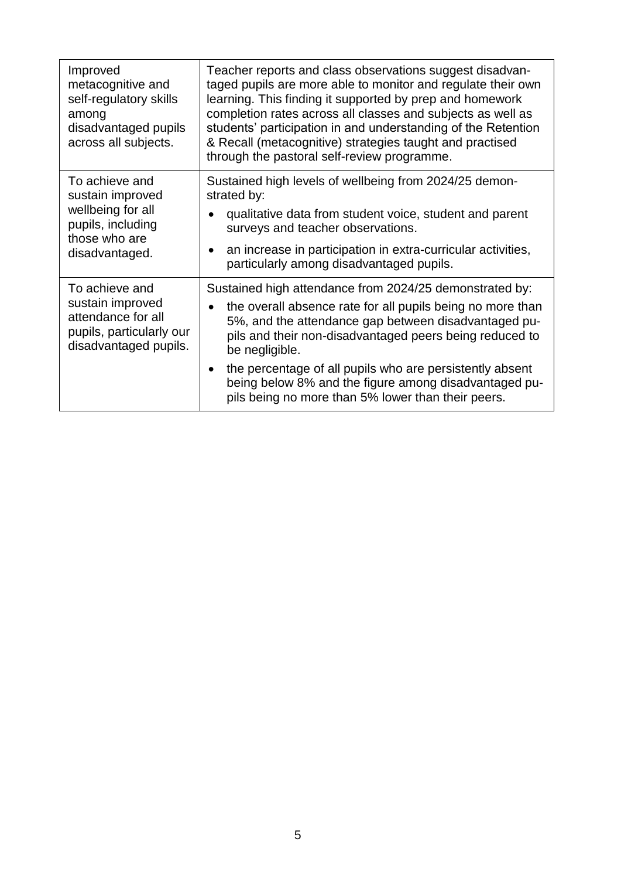| | |
|---|---|
| Improved metacognitive and self-regulatory skills among disadvantaged pupils across all subjects. | Teacher reports and class observations suggest disadvantaged pupils are more able to monitor and regulate their own learning. This finding it supported by prep and homework completion rates across all classes and subjects as well as students' participation in and understanding of the Retention & Recall (metacognitive) strategies taught and practised through the pastoral self-review programme. |
| To achieve and sustain improved wellbeing for all pupils, including those who are disadvantaged. | Sustained high levels of wellbeing from 2024/25 demonstrated by:<br>• qualitative data from student voice, student and parent surveys and teacher observations.<br>• an increase in participation in extra-curricular activities, particularly among disadvantaged pupils. |
| To achieve and sustain improved attendance for all pupils, particularly our disadvantaged pupils. | Sustained high attendance from 2024/25 demonstrated by:<br>• the overall absence rate for all pupils being no more than 5%, and the attendance gap between disadvantaged pupils and their non-disadvantaged peers being reduced to be negligible.<br>• the percentage of all pupils who are persistently absent being below 8% and the figure among disadvantaged pupils being no more than 5% lower than their peers. |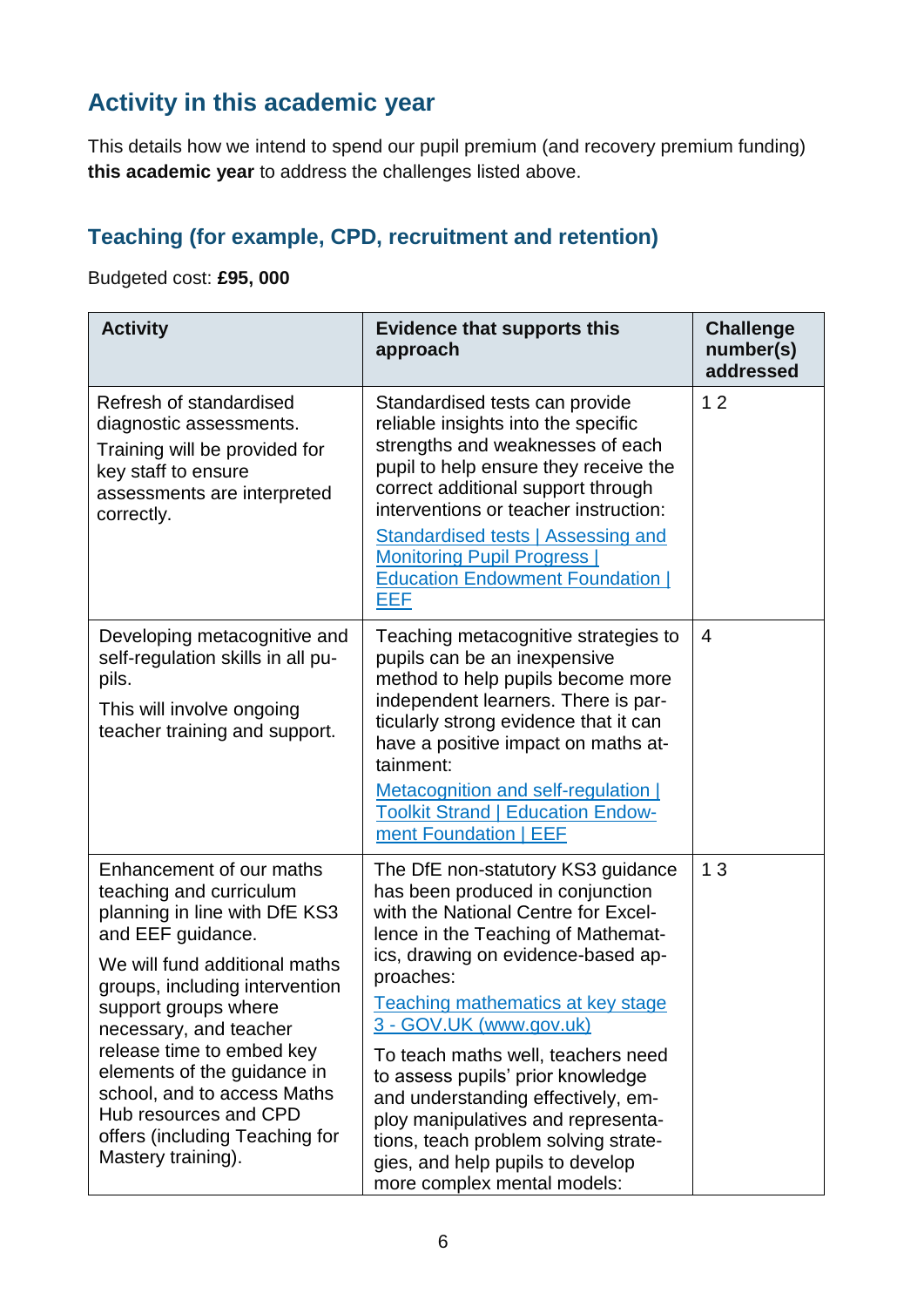## Activity in this academic year

This details how we intend to spend our pupil premium (and recovery premium funding) **this academic year** to address the challenges listed above.

### Teaching (for example, CPD, recruitment and retention)

Budgeted cost: **£95, 000**

| Activity | Evidence that supports this approach | Challenge number(s) addressed |
|---|---|---|
| Refresh of standardised diagnostic assessments.<br>Training will be provided for key staff to ensure assessments are interpreted correctly. | Standardised tests can provide reliable insights into the specific strengths and weaknesses of each pupil to help ensure they receive the correct additional support through interventions or teacher instruction:<br>Standardised tests \| Assessing and Monitoring Pupil Progress \| Education Endowment Foundation \| EEF | 1 2 |
| Developing metacognitive and self-regulation skills in all pupils.<br>This will involve ongoing teacher training and support. | Teaching metacognitive strategies to pupils can be an inexpensive method to help pupils become more independent learners. There is particularly strong evidence that it can have a positive impact on maths attainment:<br>Metacognition and self-regulation \| Toolkit Strand \| Education Endowment Foundation \| EEF | 4 |
| Enhancement of our maths teaching and curriculum planning in line with DfE KS3 and EEF guidance.<br>We will fund additional maths groups, including intervention support groups where necessary, and teacher release time to embed key elements of the guidance in school, and to access Maths Hub resources and CPD offers (including Teaching for Mastery training). | The DfE non-statutory KS3 guidance has been produced in conjunction with the National Centre for Excellence in the Teaching of Mathematics, drawing on evidence-based approaches:<br>Teaching mathematics at key stage 3 - GOV.UK (www.gov.uk)<br>To teach maths well, teachers need to assess pupils' prior knowledge and understanding effectively, employ manipulatives and representations, teach problem solving strategies, and help pupils to develop more complex mental models: | 1 3 |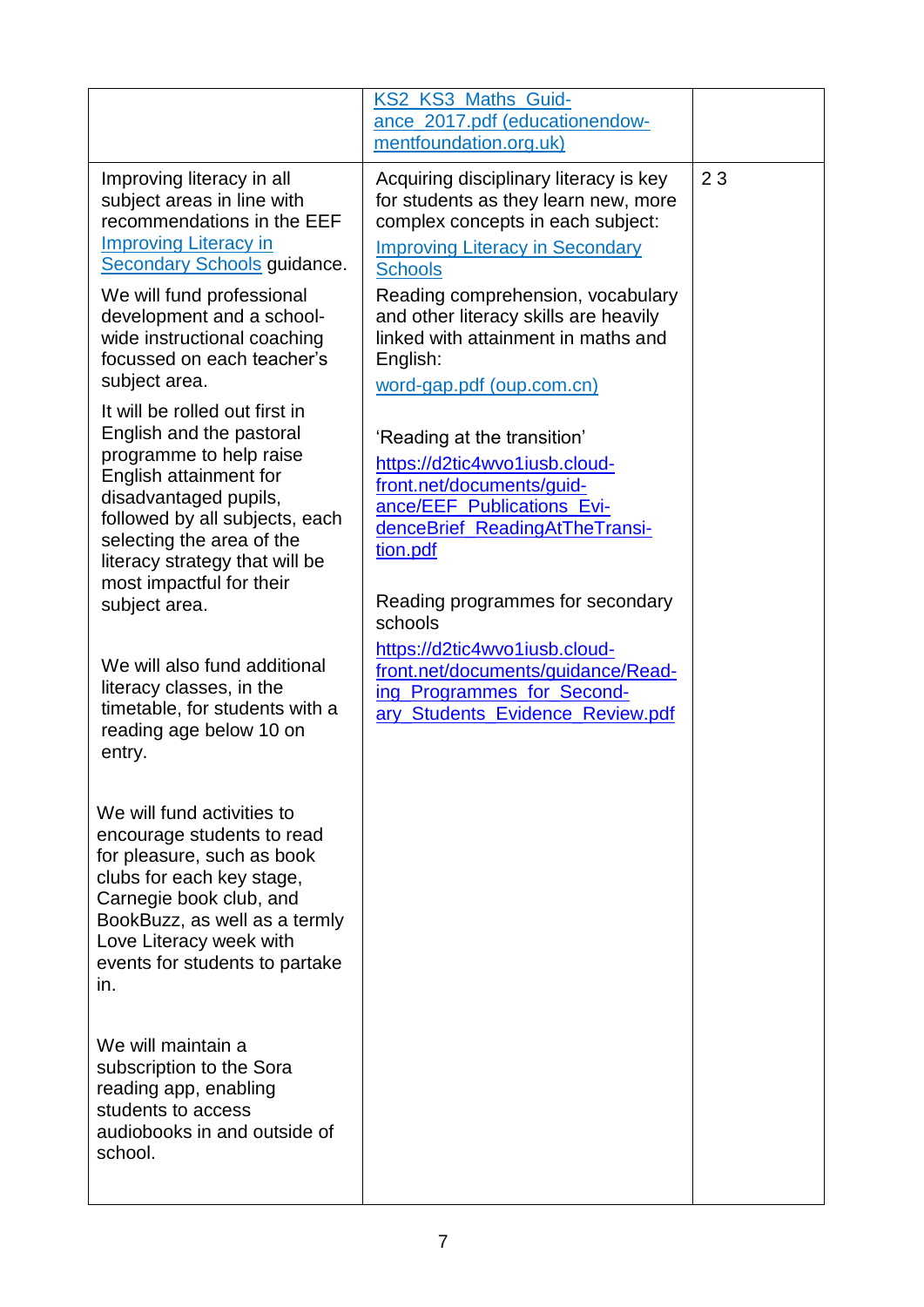| | | |
|---|---|---|
| | KS2_KS3_Maths_Guidance_2017.pdf (educationendowmentfoundation.org.uk) | |
| Improving literacy in all subject areas in line with recommendations in the EEF Improving Literacy in Secondary Schools guidance.<br><br>We will fund professional development and a school-wide instructional coaching focussed on each teacher's subject area.<br><br>It will be rolled out first in English and the pastoral programme to help raise English attainment for disadvantaged pupils, followed by all subjects, each selecting the area of the literacy strategy that will be most impactful for their subject area.<br><br>We will also fund additional literacy classes, in the timetable, for students with a reading age below 10 on entry.<br><br>We will fund activities to encourage students to read for pleasure, such as book clubs for each key stage, Carnegie book club, and BookBuzz, as well as a termly Love Literacy week with events for students to partake in.<br><br>We will maintain a subscription to the Sora reading app, enabling students to access audiobooks in and outside of school. | Acquiring disciplinary literacy is key for students as they learn new, more complex concepts in each subject:<br><br>Improving Literacy in Secondary Schools<br><br>Reading comprehension, vocabulary and other literacy skills are heavily linked with attainment in maths and English:<br><br>word-gap.pdf (oup.com.cn)<br><br>'Reading at the transition'<br><br>https://d2tic4wvo1iusb.cloudfront.net/documents/guidance/EEF_Publications_EvidenceBrief_ReadingAtTheTransition.pdf<br><br>Reading programmes for secondary schools<br><br>https://d2tic4wvo1iusb.cloudfront.net/documents/guidance/Reading_Programmes_for_Secondary_Students_Evidence_Review.pdf | 2 3 |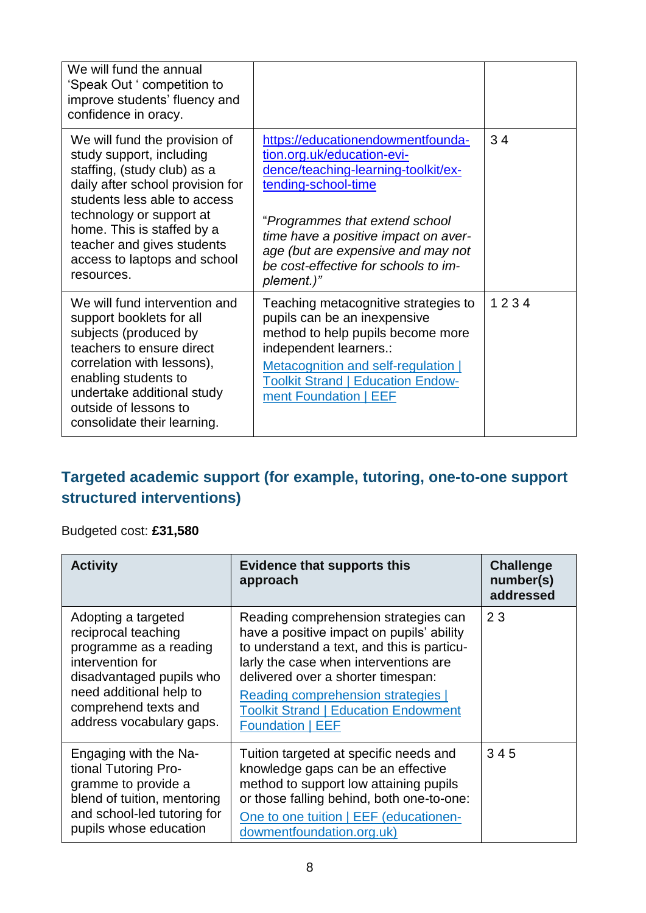| | | |
|---|---|---|
| We will fund the annual 'Speak Out ' competition to improve students' fluency and confidence in oracy. | | |
| We will fund the provision of study support, including staffing, (study club) as a daily after school provision for students less able to access technology or support at home. This is staffed by a teacher and gives students access to laptops and school resources. | https://educationendowmentfoundation.org.uk/education-evidence/teaching-learning-toolkit/extending-school-time<br><br>"*Programmes that extend school time have a positive impact on average (but are expensive and may not be cost-effective for schools to implement.)*" | 3 4 |
| We will fund intervention and support booklets for all subjects (produced by teachers to ensure direct correlation with lessons), enabling students to undertake additional study outside of lessons to consolidate their learning. | Teaching metacognitive strategies to pupils can be an inexpensive method to help pupils become more independent learners.:<br>Metacognition and self-regulation \| Toolkit Strand \| Education Endowment Foundation \| EEF | 1 2 3 4 |

## Targeted academic support (for example, tutoring, one-to-one support structured interventions)

Budgeted cost: **£31,580**

| Activity | Evidence that supports this approach | Challenge number(s) addressed |
|---|---|---|
| Adopting a targeted reciprocal teaching programme as a reading intervention for disadvantaged pupils who need additional help to comprehend texts and address vocabulary gaps. | Reading comprehension strategies can have a positive impact on pupils' ability to understand a text, and this is particularly the case when interventions are delivered over a shorter timespan:<br>Reading comprehension strategies \| Toolkit Strand \| Education Endowment Foundation \| EEF | 2 3 |
| Engaging with the National Tutoring Programme to provide a blend of tuition, mentoring and school-led tutoring for pupils whose education | Tuition targeted at specific needs and knowledge gaps can be an effective method to support low attaining pupils or those falling behind, both one-to-one:<br>One to one tuition \| EEF (educationendowmentfoundation.org.uk) | 3 4 5 |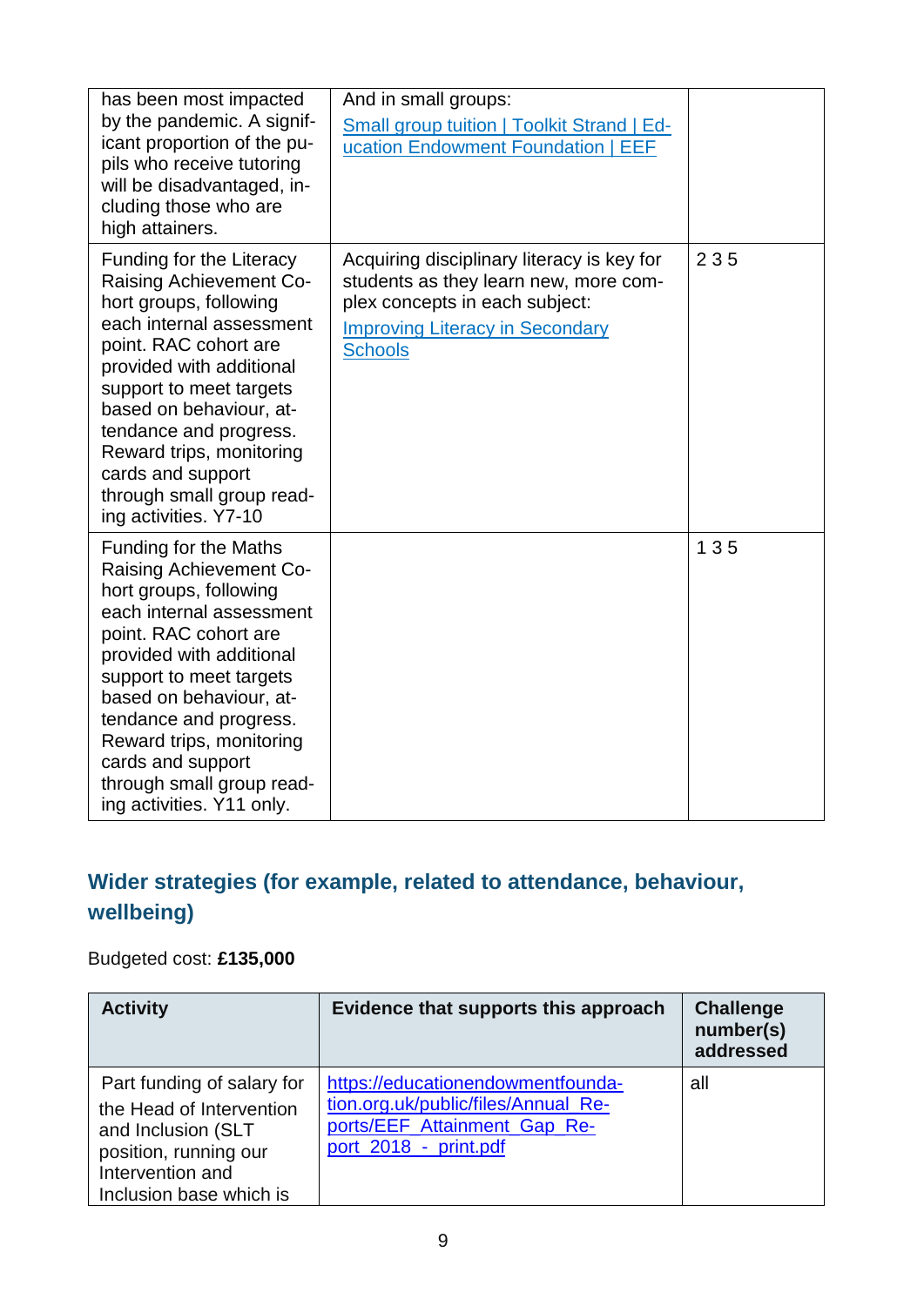| | | |
|---|---|---|
| has been most impacted by the pandemic. A significant proportion of the pupils who receive tutoring will be disadvantaged, including those who are high attainers. | And in small groups:<br>[Small group tuition \| Toolkit Strand \| Education Endowment Foundation \| EEF]() | |
| Funding for the Literacy Raising Achievement Cohort groups, following each internal assessment point. RAC cohort are provided with additional support to meet targets based on behaviour, attendance and progress. Reward trips, monitoring cards and support through small group reading activities. Y7-10 | Acquiring disciplinary literacy is key for students as they learn new, more complex concepts in each subject:<br>[Improving Literacy in Secondary Schools]() | 2 3 5 |
| Funding for the Maths Raising Achievement Cohort groups, following each internal assessment point. RAC cohort are provided with additional support to meet targets based on behaviour, attendance and progress. Reward trips, monitoring cards and support through small group reading activities. Y11 only. | | 1 3 5 |

## Wider strategies (for example, related to attendance, behaviour, wellbeing)

Budgeted cost: **£135,000**

| Activity | Evidence that supports this approach | Challenge number(s) addressed |
|---|---|---|
| Part funding of salary for the Head of Intervention and Inclusion (SLT position, running our Intervention and Inclusion base which is | https://educationendowmentfoundation.org.uk/public/files/Annual_Reports/EEF_Attainment_Gap_Report_2018_-_print.pdf | all |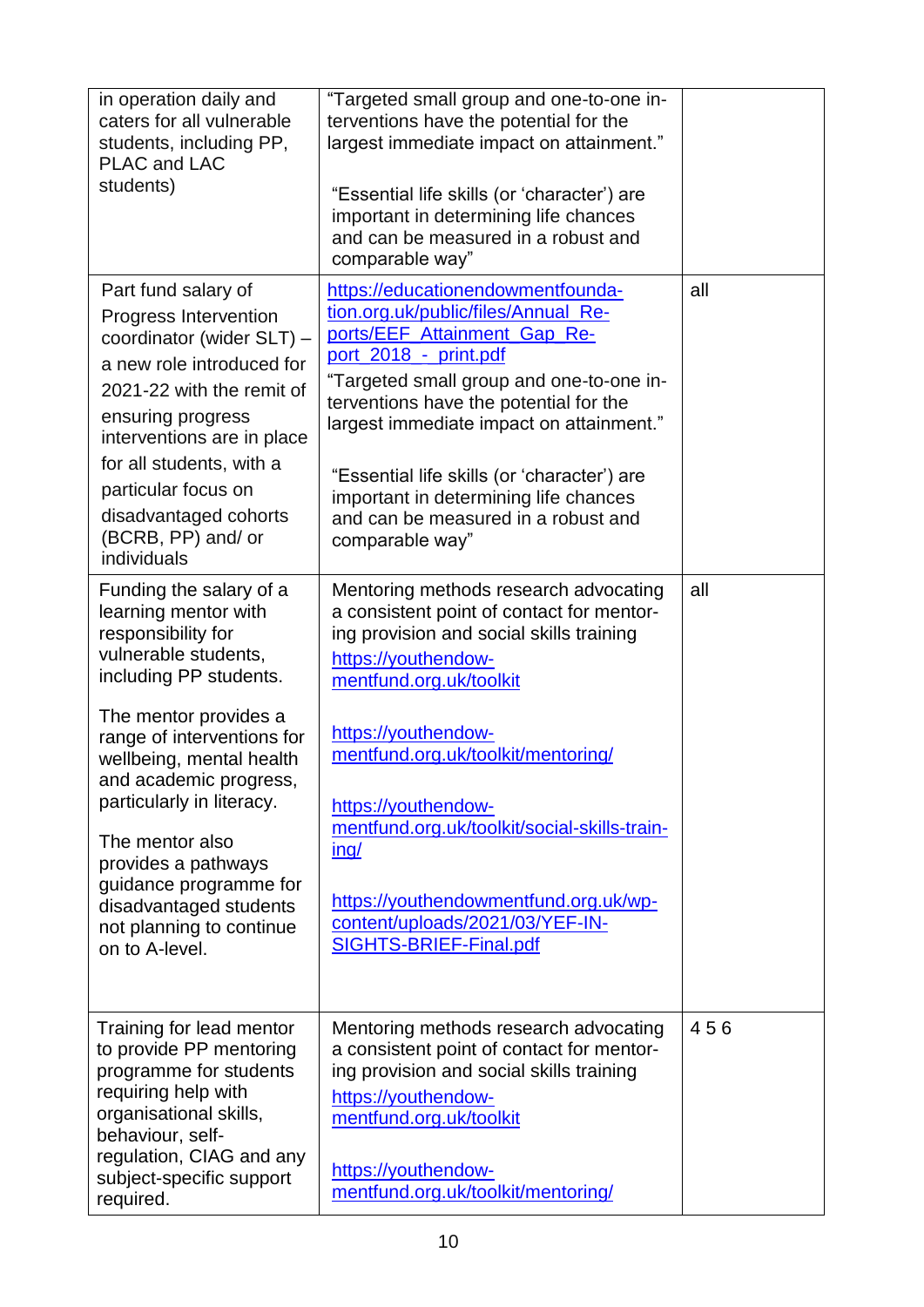| | | |
|---|---|---|
| in operation daily and caters for all vulnerable students, including PP, PLAC and LAC students) | "Targeted small group and one-to-one interventions have the potential for the largest immediate impact on attainment."<br><br>"Essential life skills (or 'character') are important in determining life chances and can be measured in a robust and comparable way" | |
| Part fund salary of Progress Intervention coordinator (wider SLT) – a new role introduced for 2021-22 with the remit of ensuring progress interventions are in place for all students, with a particular focus on disadvantaged cohorts (BCRB, PP) and/ or individuals | https://educationendowmentfoundation.org.uk/public/files/Annual_Reports/EEF_Attainment_Gap_Report_2018_-_print.pdf<br>"Targeted small group and one-to-one interventions have the potential for the largest immediate impact on attainment."<br><br>"Essential life skills (or 'character') are important in determining life chances and can be measured in a robust and comparable way" | all |
| Funding the salary of a learning mentor with responsibility for vulnerable students, including PP students.<br><br>The mentor provides a range of interventions for wellbeing, mental health and academic progress, particularly in literacy.<br><br>The mentor also provides a pathways guidance programme for disadvantaged students not planning to continue on to A-level. | Mentoring methods research advocating a consistent point of contact for mentoring provision and social skills training<br>https://youthendowmentfund.org.uk/toolkit<br><br>https://youthendowmentfund.org.uk/toolkit/mentoring/<br><br>https://youthendowmentfund.org.uk/toolkit/social-skills-training/<br><br>https://youthendowmentfund.org.uk/wp-content/uploads/2021/03/YEF-INSIGHTS-BRIEF-Final.pdf | all |
| Training for lead mentor to provide PP mentoring programme for students requiring help with organisational skills, behaviour, self-regulation, CIAG and any subject-specific support required. | Mentoring methods research advocating a consistent point of contact for mentoring provision and social skills training<br>https://youthendowmentfund.org.uk/toolkit<br><br>https://youthendowmentfund.org.uk/toolkit/mentoring/ | 4 5 6 |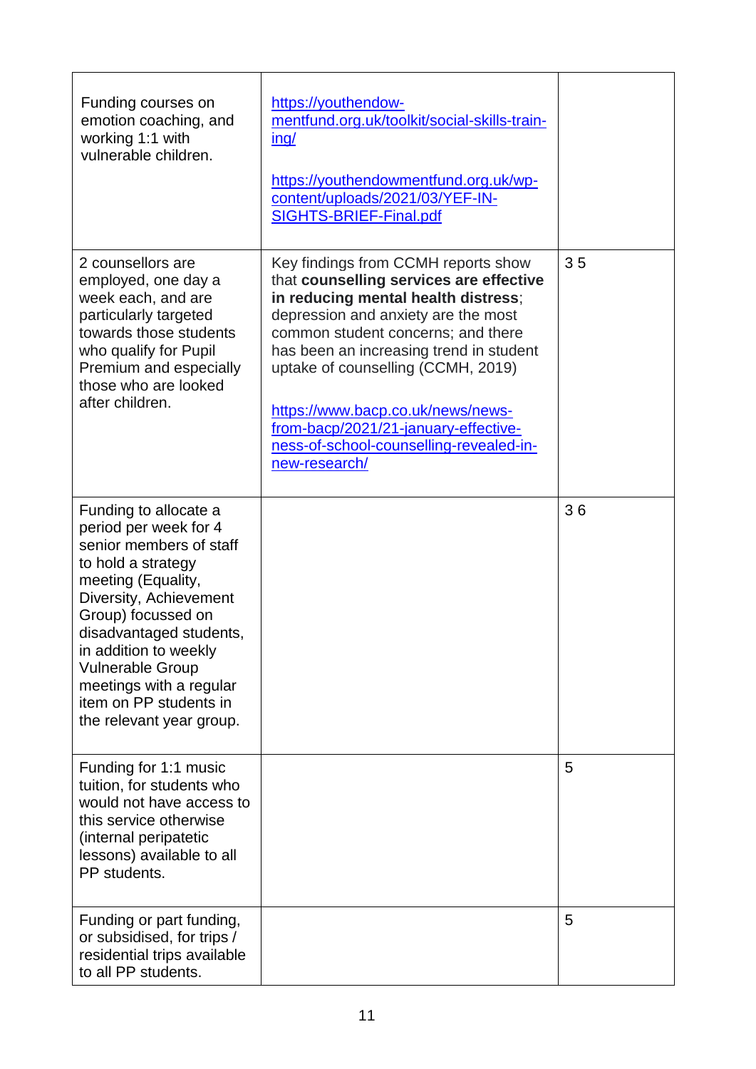| | | |
|---|---|---|
| Funding courses on emotion coaching, and working 1:1 with vulnerable children. | https://youthendowmentfund.org.uk/toolkit/social-skills-training/<br><br>https://youthendowmentfund.org.uk/wp-content/uploads/2021/03/YEF-INSIGHTS-BRIEF-Final.pdf | |
| 2 counsellors are employed, one day a week each, and are particularly targeted towards those students who qualify for Pupil Premium and especially those who are looked after children. | Key findings from CCMH reports show that **counselling services are effective in reducing mental health distress**; depression and anxiety are the most common student concerns; and there has been an increasing trend in student uptake of counselling (CCMH, 2019)<br><br>https://www.bacp.co.uk/news/news-from-bacp/2021/21-january-effectiveness-of-school-counselling-revealed-in-new-research/ | 3 5 |
| Funding to allocate a period per week for 4 senior members of staff to hold a strategy meeting (Equality, Diversity, Achievement Group) focussed on disadvantaged students, in addition to weekly Vulnerable Group meetings with a regular item on PP students in the relevant year group. | | 3 6 |
| Funding for 1:1 music tuition, for students who would not have access to this service otherwise (internal peripatetic lessons) available to all PP students. | | 5 |
| Funding or part funding, or subsidised, for trips / residential trips available to all PP students. | | 5 |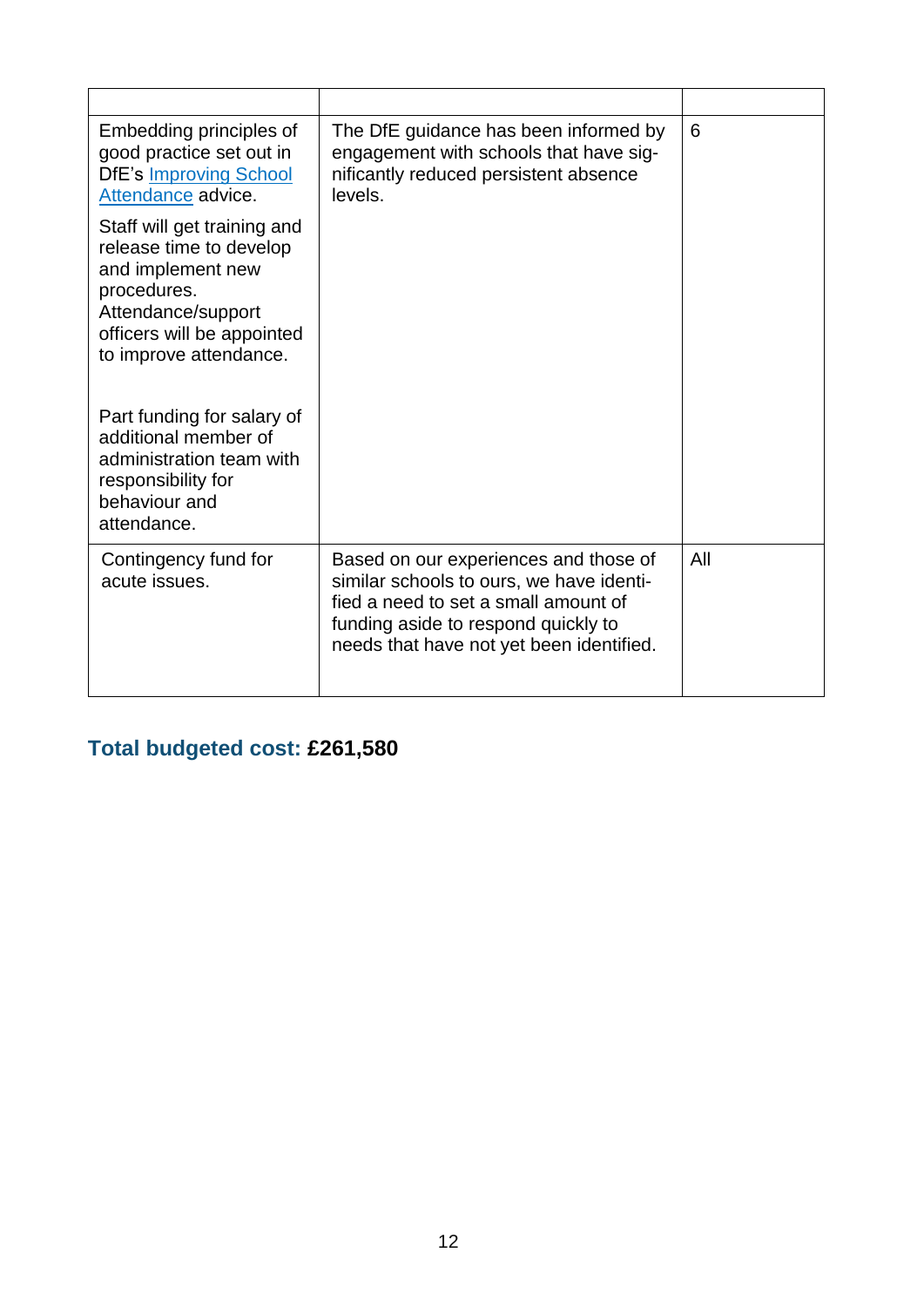| | | |
|---|---|---|
| Embedding principles of good practice set out in DfE's [Improving School Attendance](#) advice.<br><br>Staff will get training and release time to develop and implement new procedures. Attendance/support officers will be appointed to improve attendance.<br><br>Part funding for salary of additional member of administration team with responsibility for behaviour and attendance. | The DfE guidance has been informed by engagement with schools that have significantly reduced persistent absence levels. | 6 |
| Contingency fund for acute issues. | Based on our experiences and those of similar schools to ours, we have identified a need to set a small amount of funding aside to respond quickly to needs that have not yet been identified. | All |

## Total budgeted cost: **£261,580**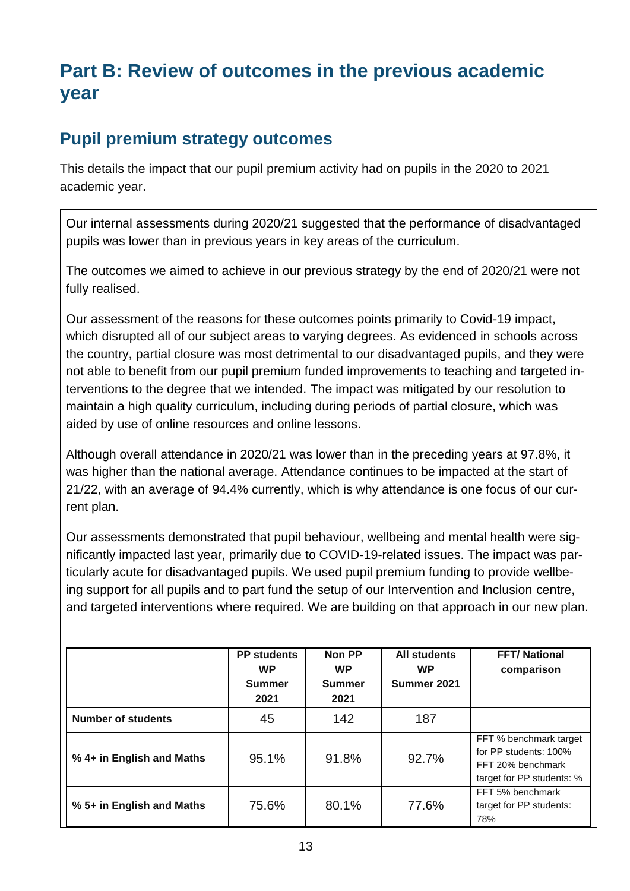# Part B: Review of outcomes in the previous academic year

## Pupil premium strategy outcomes

This details the impact that our pupil premium activity had on pupils in the 2020 to 2021 academic year.

Our internal assessments during 2020/21 suggested that the performance of disadvantaged pupils was lower than in previous years in key areas of the curriculum.

The outcomes we aimed to achieve in our previous strategy by the end of 2020/21 were not fully realised.

Our assessment of the reasons for these outcomes points primarily to Covid-19 impact, which disrupted all of our subject areas to varying degrees. As evidenced in schools across the country, partial closure was most detrimental to our disadvantaged pupils, and they were not able to benefit from our pupil premium funded improvements to teaching and targeted interventions to the degree that we intended. The impact was mitigated by our resolution to maintain a high quality curriculum, including during periods of partial closure, which was aided by use of online resources and online lessons.

Although overall attendance in 2020/21 was lower than in the preceding years at 97.8%, it was higher than the national average. Attendance continues to be impacted at the start of 21/22, with an average of 94.4% currently, which is why attendance is one focus of our current plan.

Our assessments demonstrated that pupil behaviour, wellbeing and mental health were significantly impacted last year, primarily due to COVID-19-related issues. The impact was particularly acute for disadvantaged pupils. We used pupil premium funding to provide wellbeing support for all pupils and to part fund the setup of our Intervention and Inclusion centre, and targeted interventions where required. We are building on that approach in our new plan.

| | PP students WP Summer 2021 | Non PP WP Summer 2021 | All students WP Summer 2021 | FFT/ National comparison |
|---|---|---|---|---|
| **Number of students** | 45 | 142 | 187 | |
| **% 4+ in English and Maths** | 95.1% | 91.8% | 92.7% | FFT % benchmark target for PP students: 100% FFT 20% benchmark target for PP students: % |
| **% 5+ in English and Maths** | 75.6% | 80.1% | 77.6% | FFT 5% benchmark target for PP students: 78% |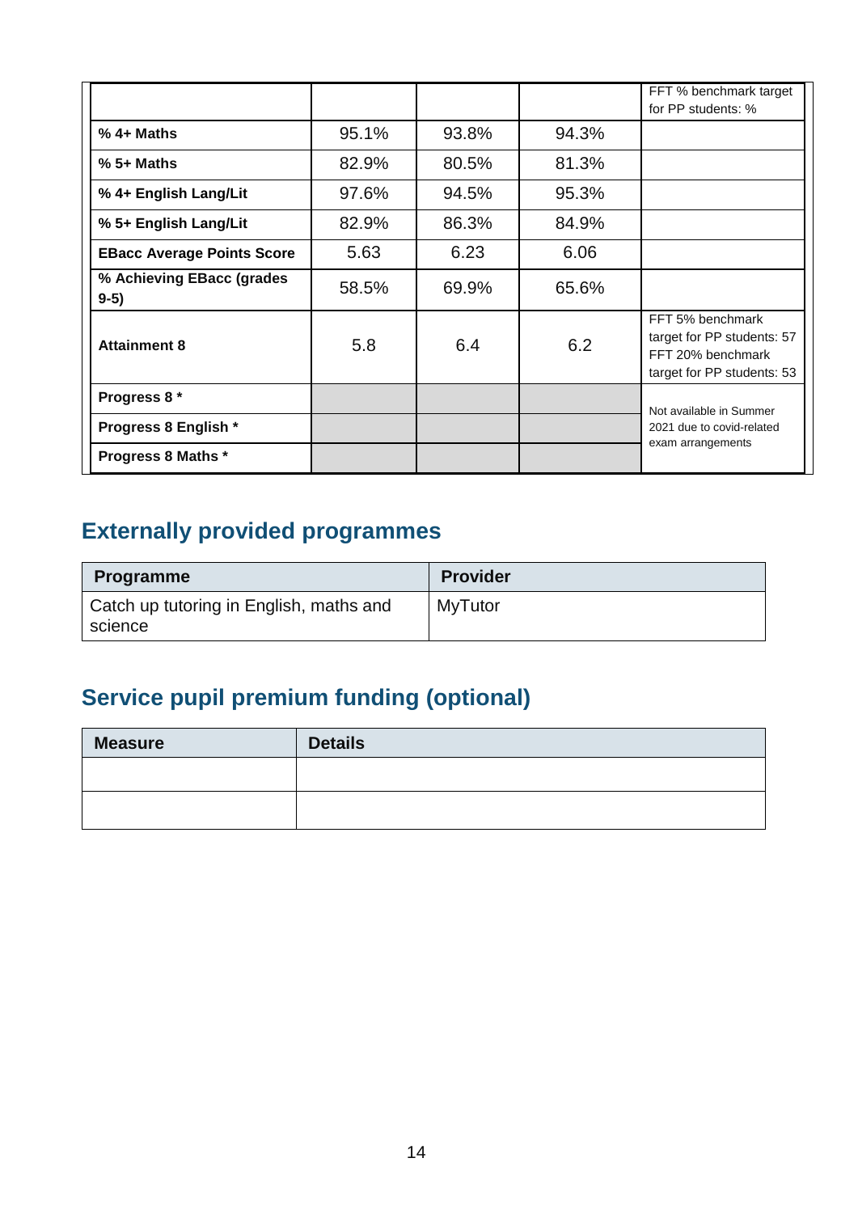| | | | | FFT % benchmark target for PP students: % |
|---|---|---|---|---|
| **% 4+ Maths** | 95.1% | 93.8% | 94.3% | |
| **% 5+ Maths** | 82.9% | 80.5% | 81.3% | |
| **% 4+ English Lang/Lit** | 97.6% | 94.5% | 95.3% | |
| **% 5+ English Lang/Lit** | 82.9% | 86.3% | 84.9% | |
| **EBacc Average Points Score** | 5.63 | 6.23 | 6.06 | |
| **% Achieving EBacc (grades 9-5)** | 58.5% | 69.9% | 65.6% | |
| **Attainment 8** | 5.8 | 6.4 | 6.2 | FFT 5% benchmark target for PP students: 57 FFT 20% benchmark target for PP students: 53 |
| **Progress 8 *** | | | | Not available in Summer 2021 due to covid-related exam arrangements |
| **Progress 8 English *** | | | | |
| **Progress 8 Maths *** | | | | |

## Externally provided programmes

| Programme | Provider |
|---|---|
| Catch up tutoring in English, maths and science | MyTutor |

## Service pupil premium funding (optional)

| Measure | Details |
|---|---|
| | |
| | |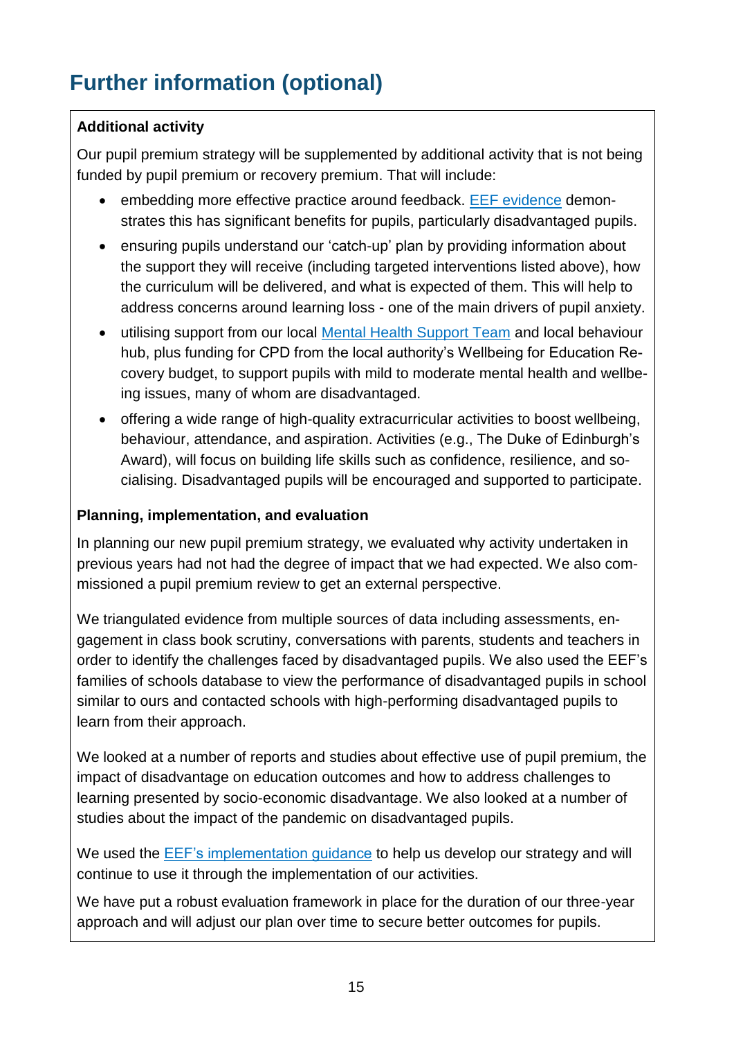# Further information (optional)

**Additional activity**

Our pupil premium strategy will be supplemented by additional activity that is not being funded by pupil premium or recovery premium. That will include:

- embedding more effective practice around feedback. [EEF evidence]() demonstrates this has significant benefits for pupils, particularly disadvantaged pupils.
- ensuring pupils understand our 'catch-up' plan by providing information about the support they will receive (including targeted interventions listed above), how the curriculum will be delivered, and what is expected of them. This will help to address concerns around learning loss - one of the main drivers of pupil anxiety.
- utilising support from our local [Mental Health Support Team]() and local behaviour hub, plus funding for CPD from the local authority's Wellbeing for Education Recovery budget, to support pupils with mild to moderate mental health and wellbeing issues, many of whom are disadvantaged.
- offering a wide range of high-quality extracurricular activities to boost wellbeing, behaviour, attendance, and aspiration. Activities (e.g., The Duke of Edinburgh's Award), will focus on building life skills such as confidence, resilience, and socialising. Disadvantaged pupils will be encouraged and supported to participate.

**Planning, implementation, and evaluation**

In planning our new pupil premium strategy, we evaluated why activity undertaken in previous years had not had the degree of impact that we had expected. We also commissioned a pupil premium review to get an external perspective.

We triangulated evidence from multiple sources of data including assessments, engagement in class book scrutiny, conversations with parents, students and teachers in order to identify the challenges faced by disadvantaged pupils. We also used the EEF's families of schools database to view the performance of disadvantaged pupils in school similar to ours and contacted schools with high-performing disadvantaged pupils to learn from their approach.

We looked at a number of reports and studies about effective use of pupil premium, the impact of disadvantage on education outcomes and how to address challenges to learning presented by socio-economic disadvantage. We also looked at a number of studies about the impact of the pandemic on disadvantaged pupils.

We used the [EEF's implementation guidance]() to help us develop our strategy and will continue to use it through the implementation of our activities.

We have put a robust evaluation framework in place for the duration of our three-year approach and will adjust our plan over time to secure better outcomes for pupils.